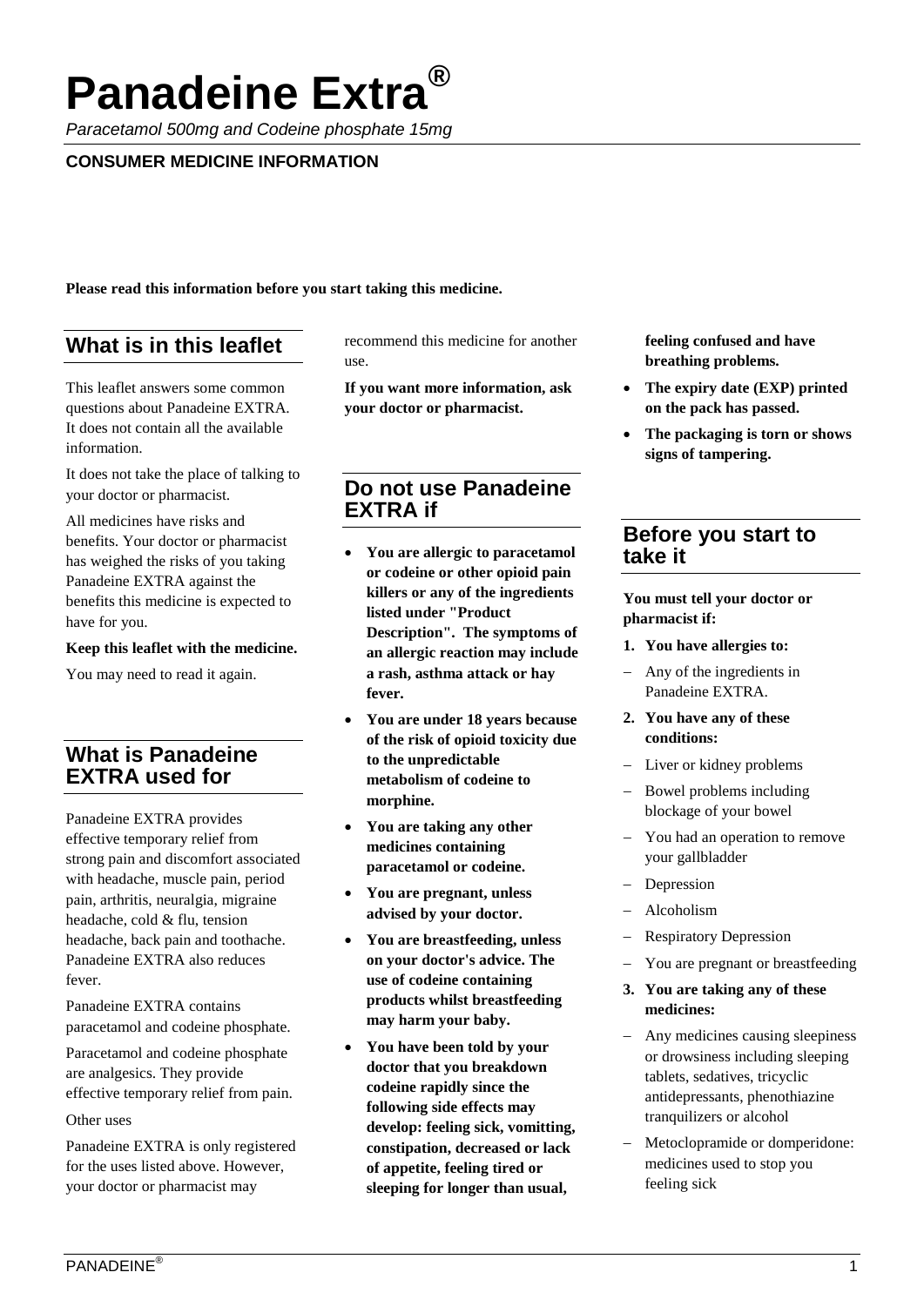# Panadeine Extra®

*Paracetamol 500mg and Codeine phosphate 15mg*

**CONSUMER MEDICINE INFORMATION**

**Please read this information before you start taking this medicine.**

## What is in this leaflet

This leaflet answers some common questions about Panadeine EXTRA. It does not contain all the available information.

It does not take the place of talking to your doctor or pharmacist.

All medicines have risks and benefits. Your doctor or pharmacist has weighed the risks of you taking Panadeine EXTRA against the benefits this medicine is expected to have for you.

**Keep this leaflet with the medicine.**

You may need to read it again.

## What is Panadeine EXTRA used for

Panadeine EXTRA provides effective temporary relief from strong pain and discomfort associated with headache, muscle pain, period pain, arthritis, neuralgia, migraine headache, cold & flu, tension headache, back pain and toothache. Panadeine EXTRA also reduces fever.

Panadeine EXTRA contains paracetamol and codeine phosphate.

Paracetamol and codeine phosphate are analgesics. They provide effective temporary relief from pain.

Other uses

Panadeine EXTRA is only registered for the uses listed above. However, your doctor or pharmacist may recommend this medicine for another use.

**If you want more information, ask your doctor or pharmacist.**

## Do not use Panadeine EXTRA if

- **You are allergic to paracetamol or codeine or other opioid pain killers or any of the ingredients listed under "Product Description". The symptoms of an allergic reaction may include a rash, asthma attack or hay fever.**
- **You are under 18 years because of the risk of opioid toxicity due to the unpredictable metabolism of codeine to morphine.**
- **You are taking any other medicines containing paracetamol or codeine.**
- **You are pregnant, unless advised by your doctor.**
- **You are breastfeeding, unless on your doctor's advice. The use of codeine containing products whilst breastfeeding may harm your baby.**
- **You have been told by your doctor that you breakdown codeine rapidly since the following side effects may develop: feeling sick, vomitting, constipation, decreased or lack of appetite, feeling tired or sleeping for longer than usual, feeling confused and have breathing problems.**
- **The expiry date (EXP) printed on the pack has passed.**
- **The packaging is torn or shows signs of tampering.**

## Before you start to take it

**You must tell your doctor or pharmacist if:**

1. **You have allergies to:**
   - Any of the ingredients in Panadeine EXTRA.
2. **You have any of these conditions:**
   - Liver or kidney problems
   - Bowel problems including blockage of your bowel
   - You had an operation to remove your gallbladder
   - Depression
   - Alcoholism
   - Respiratory Depression
   - You are pregnant or breastfeeding
3. **You are taking any of these medicines:**
   - Any medicines causing sleepiness or drowsiness including sleeping tablets, sedatives, tricyclic antidepressants, phenothiazine tranquilizers or alcohol
   - Metoclopramide or domperidone: medicines used to stop you feeling sick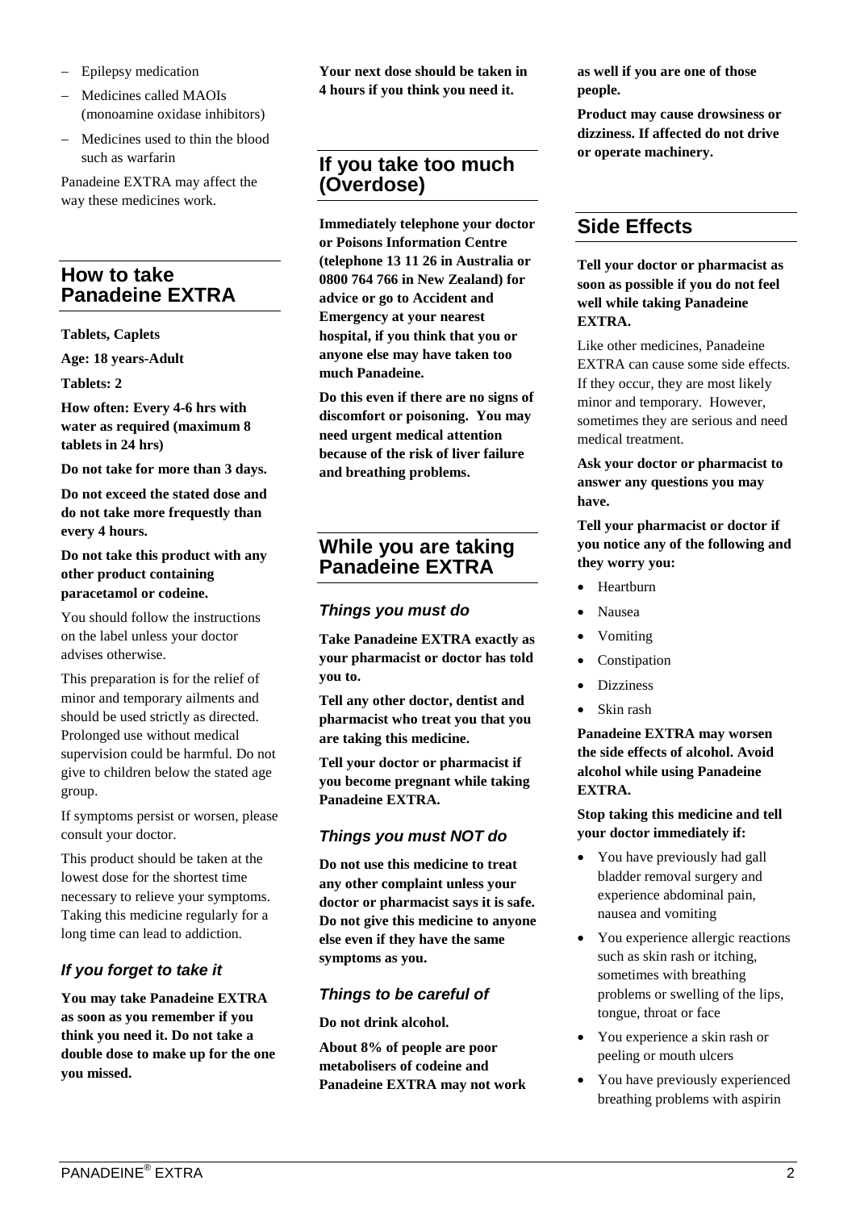- Epilepsy medication
- Medicines called MAOIs (monoamine oxidase inhibitors)
- Medicines used to thin the blood such as warfarin

Panadeine EXTRA may affect the way these medicines work.

## How to take Panadeine EXTRA

**Tablets, Caplets**

**Age: 18 years-Adult**

**Tablets: 2**

**How often: Every 4-6 hrs with water as required (maximum 8 tablets in 24 hrs)**

**Do not take for more than 3 days.**

**Do not exceed the stated dose and do not take more frequestly than every 4 hours.**

**Do not take this product with any other product containing paracetamol or codeine.**

You should follow the instructions on the label unless your doctor advises otherwise.

This preparation is for the relief of minor and temporary ailments and should be used strictly as directed. Prolonged use without medical supervision could be harmful. Do not give to children below the stated age group.

If symptoms persist or worsen, please consult your doctor.

This product should be taken at the lowest dose for the shortest time necessary to relieve your symptoms. Taking this medicine regularly for a long time can lead to addiction.

### *If you forget to take it*

**You may take Panadeine EXTRA as soon as you remember if you think you need it. Do not take a double dose to make up for the one you missed.**

**Your next dose should be taken in 4 hours if you think you need it.**

## If you take too much (Overdose)

**Immediately telephone your doctor or Poisons Information Centre (telephone 13 11 26 in Australia or 0800 764 766 in New Zealand) for advice or go to Accident and Emergency at your nearest hospital, if you think that you or anyone else may have taken too much Panadeine.**

**Do this even if there are no signs of discomfort or poisoning. You may need urgent medical attention because of the risk of liver failure and breathing problems.**

## While you are taking Panadeine EXTRA

### *Things you must do*

**Take Panadeine EXTRA exactly as your pharmacist or doctor has told you to.**

**Tell any other doctor, dentist and pharmacist who treat you that you are taking this medicine.**

**Tell your doctor or pharmacist if you become pregnant while taking Panadeine EXTRA.**

### *Things you must NOT do*

**Do not use this medicine to treat any other complaint unless your doctor or pharmacist says it is safe. Do not give this medicine to anyone else even if they have the same symptoms as you.**

### *Things to be careful of*

**Do not drink alcohol.**

**About 8% of people are poor metabolisers of codeine and Panadeine EXTRA may not work as well if you are one of those people.**

**Product may cause drowsiness or dizziness. If affected do not drive or operate machinery.**

## Side Effects

**Tell your doctor or pharmacist as soon as possible if you do not feel well while taking Panadeine EXTRA.**

Like other medicines, Panadeine EXTRA can cause some side effects. If they occur, they are most likely minor and temporary. However, sometimes they are serious and need medical treatment.

**Ask your doctor or pharmacist to answer any questions you may have.**

**Tell your pharmacist or doctor if you notice any of the following and they worry you:**

- Heartburn
- Nausea
- Vomiting
- Constipation
- Dizziness
- Skin rash

**Panadeine EXTRA may worsen the side effects of alcohol. Avoid alcohol while using Panadeine EXTRA.**

**Stop taking this medicine and tell your doctor immediately if:**

- You have previously had gall bladder removal surgery and experience abdominal pain, nausea and vomiting
- You experience allergic reactions such as skin rash or itching, sometimes with breathing problems or swelling of the lips, tongue, throat or face
- You experience a skin rash or peeling or mouth ulcers
- You have previously experienced breathing problems with aspirin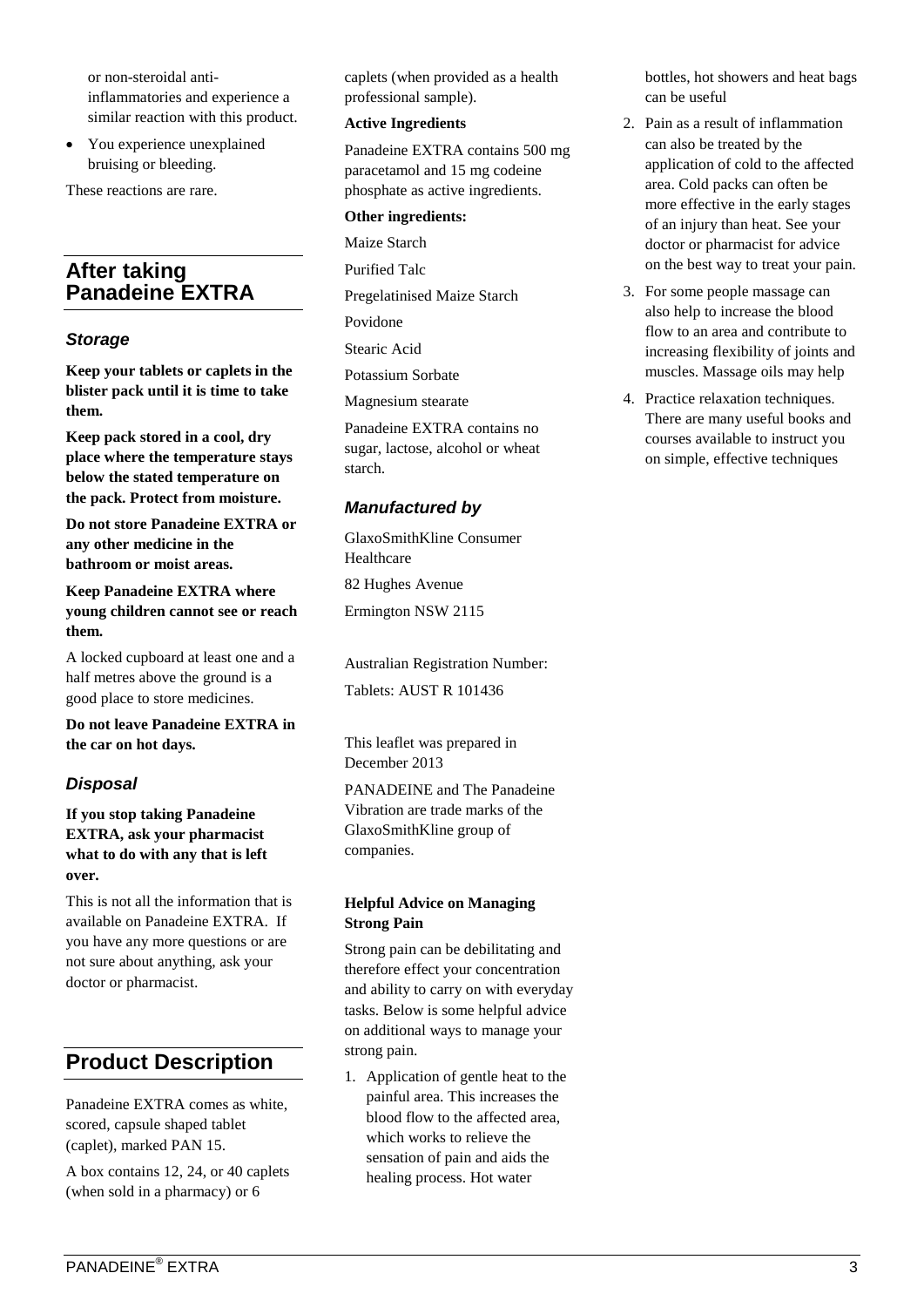or non-steroidal anti-inflammatories and experience a similar reaction with this product.

- You experience unexplained bruising or bleeding.

These reactions are rare.

## After taking Panadeine EXTRA

### *Storage*

**Keep your tablets or caplets in the blister pack until it is time to take them.**

**Keep pack stored in a cool, dry place where the temperature stays below the stated temperature on the pack. Protect from moisture.**

**Do not store Panadeine EXTRA or any other medicine in the bathroom or moist areas.**

**Keep Panadeine EXTRA where young children cannot see or reach them.**

A locked cupboard at least one and a half metres above the ground is a good place to store medicines.

**Do not leave Panadeine EXTRA in the car on hot days.**

### *Disposal*

**If you stop taking Panadeine EXTRA, ask your pharmacist what to do with any that is left over.**

This is not all the information that is available on Panadeine EXTRA. If you have any more questions or are not sure about anything, ask your doctor or pharmacist.

## Product Description

Panadeine EXTRA comes as white, scored, capsule shaped tablet (caplet), marked PAN 15.

A box contains 12, 24, or 40 caplets (when sold in a pharmacy) or 6 caplets (when provided as a health professional sample).

**Active Ingredients**

Panadeine EXTRA contains 500 mg paracetamol and 15 mg codeine phosphate as active ingredients.

**Other ingredients:**

Maize Starch

Purified Talc

Pregelatinised Maize Starch

Povidone

Stearic Acid

Potassium Sorbate

Magnesium stearate

Panadeine EXTRA contains no sugar, lactose, alcohol or wheat starch.

### *Manufactured by*

GlaxoSmithKline Consumer Healthcare

82 Hughes Avenue

Ermington NSW 2115

Australian Registration Number:

Tablets: AUST R 101436

This leaflet was prepared in December 2013

PANADEINE and The Panadeine Vibration are trade marks of the GlaxoSmithKline group of companies.

**Helpful Advice on Managing Strong Pain**

Strong pain can be debilitating and therefore effect your concentration and ability to carry on with everyday tasks. Below is some helpful advice on additional ways to manage your strong pain.

1. Application of gentle heat to the painful area. This increases the blood flow to the affected area, which works to relieve the sensation of pain and aids the healing process. Hot water bottles, hot showers and heat bags can be useful
2. Pain as a result of inflammation can also be treated by the application of cold to the affected area. Cold packs can often be more effective in the early stages of an injury than heat. See your doctor or pharmacist for advice on the best way to treat your pain.
3. For some people massage can also help to increase the blood flow to an area and contribute to increasing flexibility of joints and muscles. Massage oils may help
4. Practice relaxation techniques. There are many useful books and courses available to instruct you on simple, effective techniques